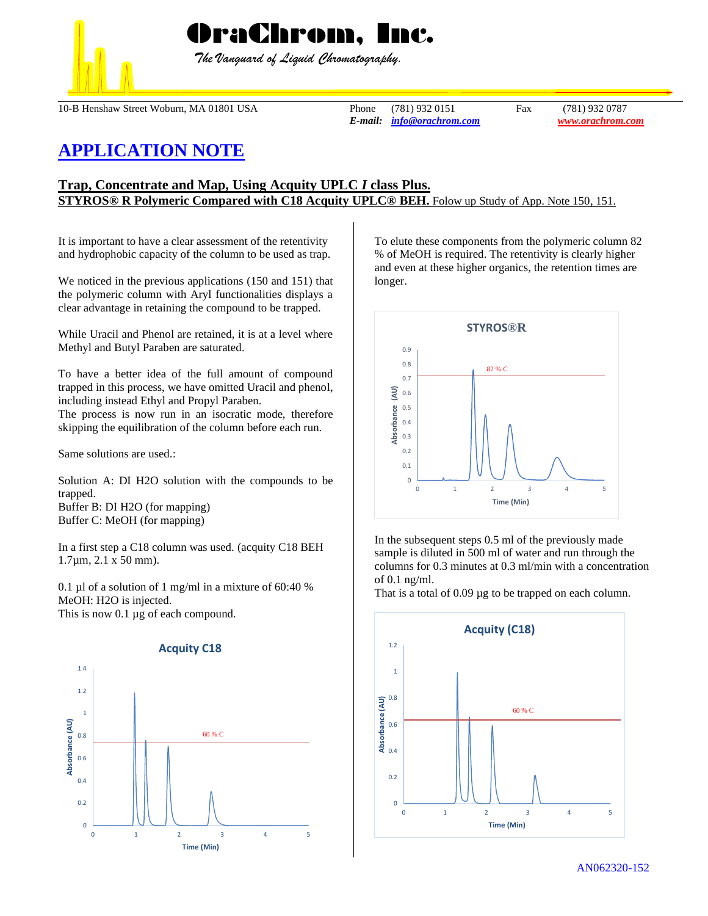# OraChrom, Inc.

*The Vanguard of Liquid Chromatography.*

10-B Henshaw Street Woburn, MA 01801 USA    Phone (781) 932 0151    Fax (781) 932 0787
*E-mail:* info@orachrom.com    www.orachrom.com

## APPLICATION NOTE

### Trap, Concentrate and Map, Using Acquity UPLC *I* class Plus.
**STYROS® R Polymeric Compared with C18 Acquity UPLC® BEH.** Folow up Study of App. Note 150, 151.

It is important to have a clear assessment of the retentivity and hydrophobic capacity of the column to be used as trap.

We noticed in the previous applications (150 and 151) that the polymeric column with Aryl functionalities displays a clear advantage in retaining the compound to be trapped.

While Uracil and Phenol are retained, it is at a level where Methyl and Butyl Paraben are saturated.

To have a better idea of the full amount of compound trapped in this process, we have omitted Uracil and phenol, including instead Ethyl and Propyl Paraben.
The process is now run in an isocratic mode, therefore skipping the equilibration of the column before each run.

Same solutions are used.:

Solution A: DI H2O solution with the compounds to be trapped.
Buffer B: DI H2O (for mapping)
Buffer C: MeOH (for mapping)

In a first step a C18 column was used. (acquity C18 BEH 1.7µm, 2.1 x 50 mm).

0.1 µl of a solution of 1 mg/ml in a mixture of 60:40 % MeOH: H2O is injected.
This is now 0.1 µg of each compound.

**Acquity C18**

(Chart: Absorbance (AU) vs Time (Min), 0–5 min; line labeled 60 % C)

To elute these components from the polymeric column 82 % of MeOH is required. The retentivity is clearly higher and even at these higher organics, the retention times are longer.

**STYROS®R**

(Chart: Absorbance (AU) vs Time (Min), 0–5 min; line labeled 82 % C)

In the subsequent steps 0.5 ml of the previously made sample is diluted in 500 ml of water and run through the columns for 0.3 minutes at 0.3 ml/min with a concentration of 0.1 ng/ml.
That is a total of 0.09 µg to be trapped on each column.

**Acquity (C18)**

(Chart: Absorbance (AU) vs Time (Min), 0–5 min; line labeled 60 % C)

AN062320-152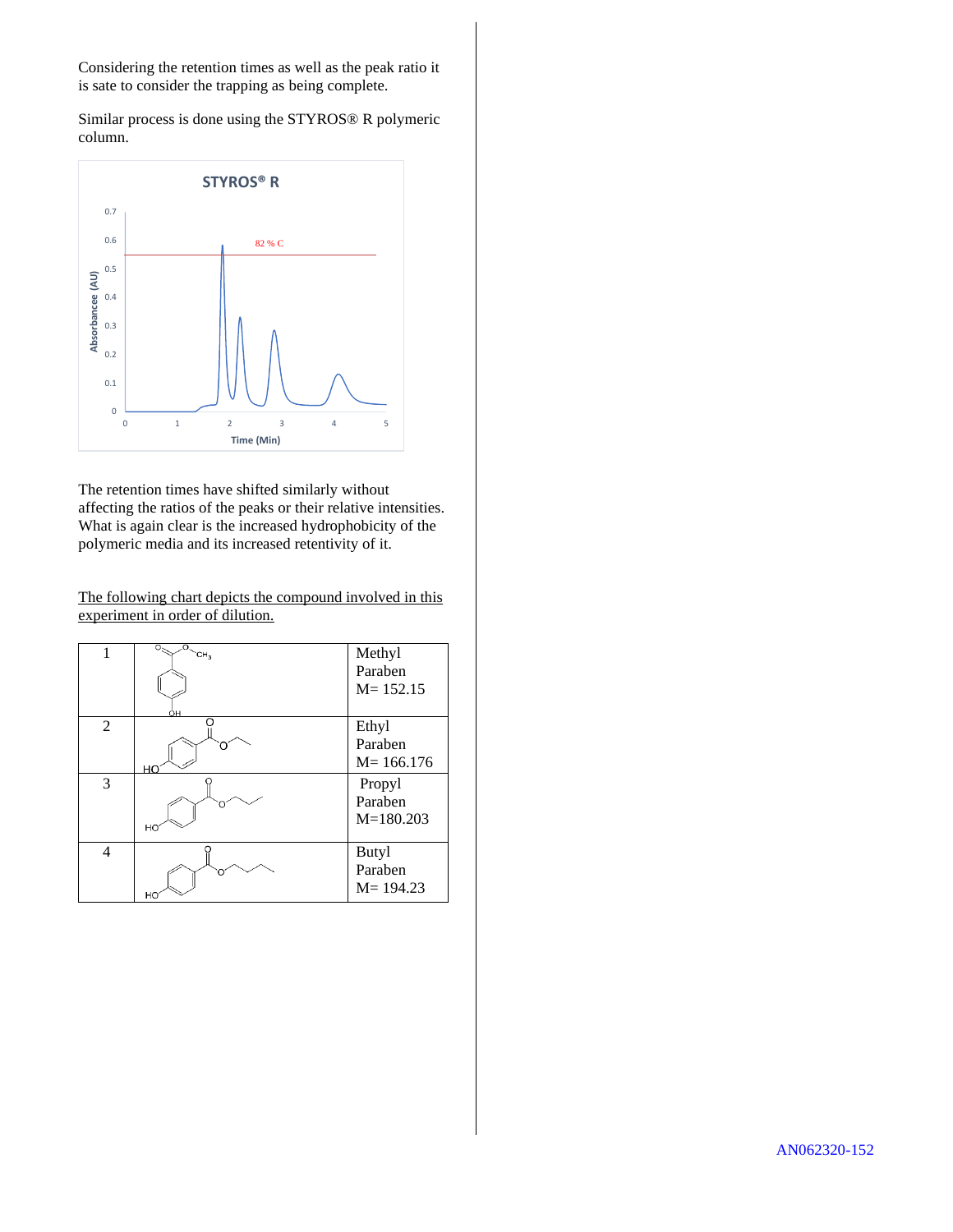Considering the retention times as well as the peak ratio it is sate to consider the trapping as being complete.

Similar process is done using the STYROS® R polymeric column.

STYROS® R

82 % C

Absorbancee (AU)

0.7
0.6
0.5
0.4
0.3
0.2
0.1
0

Time (Min)

0 1 2 3 4 5

The retention times have shifted similarly without affecting the ratios of the peaks or their relative intensities. What is again clear is the increased hydrophobicity of the polymeric media and its increased retentivity of it.

<u>The following chart depicts the compound involved in this experiment in order of dilution.</u>

| | | |
|---|---|---|
| 1 | | Methyl Paraben M= 152.15 |
| 2 | | Ethyl Paraben M= 166.176 |
| 3 | | Propyl Paraben M=180.203 |
| 4 | | Butyl Paraben M= 194.23 |

AN062320-152